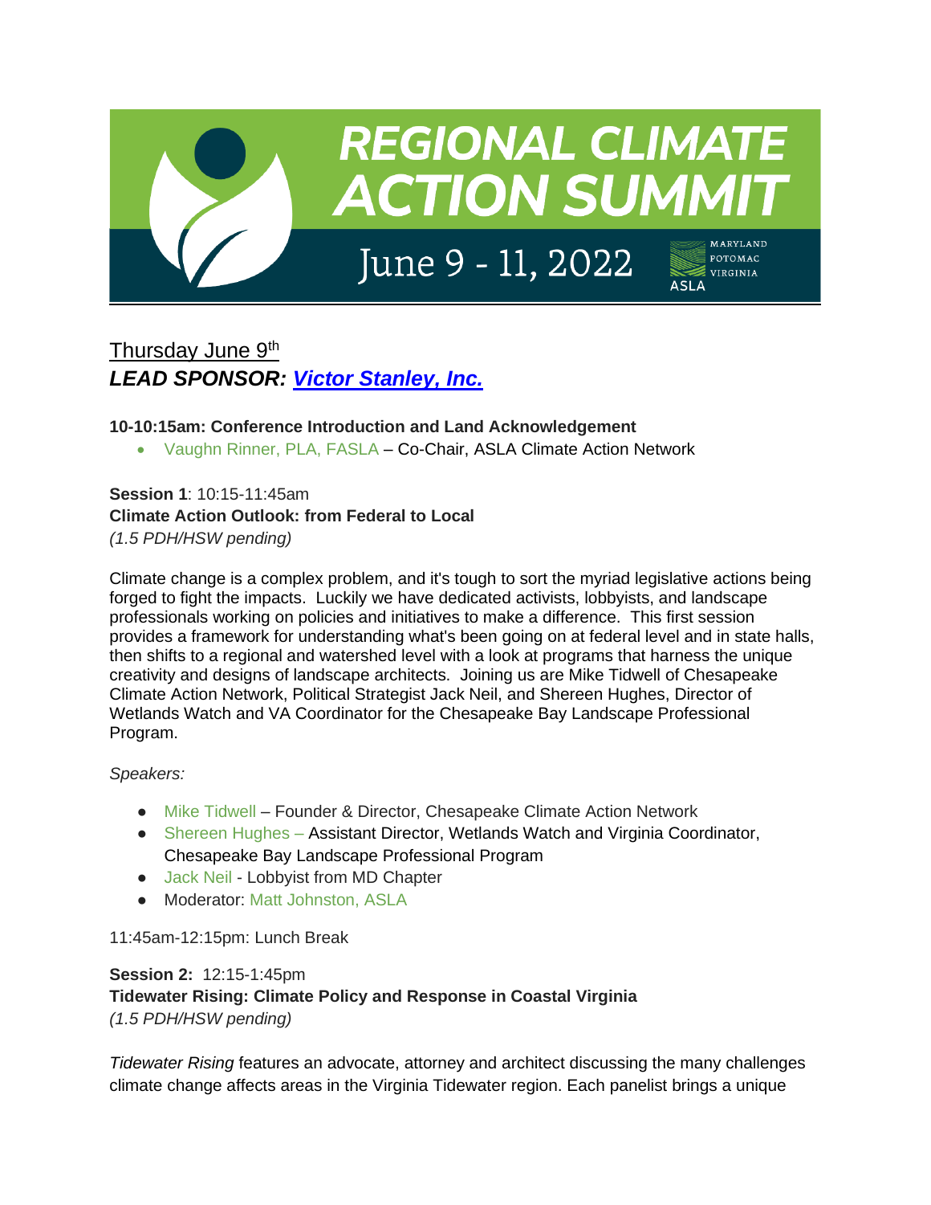# REGIONAL CLIMATE ACTION SUMMIT

June 9 - 11, 2022

MARYLAND POTOMAC VIRGINIA ASLA

## Thursday June 9th

### *LEAD SPONSOR: Victor Stanley, Inc.*

**10-10:15am: Conference Introduction and Land Acknowledgement**

- Vaughn Rinner, PLA, FASLA – Co-Chair, ASLA Climate Action Network

**Session 1**: 10:15-11:45am
**Climate Action Outlook: from Federal to Local**
*(1.5 PDH/HSW pending)*

Climate change is a complex problem, and it's tough to sort the myriad legislative actions being forged to fight the impacts. Luckily we have dedicated activists, lobbyists, and landscape professionals working on policies and initiatives to make a difference. This first session provides a framework for understanding what's been going on at federal level and in state halls, then shifts to a regional and watershed level with a look at programs that harness the unique creativity and designs of landscape architects. Joining us are Mike Tidwell of Chesapeake Climate Action Network, Political Strategist Jack Neil, and Shereen Hughes, Director of Wetlands Watch and VA Coordinator for the Chesapeake Bay Landscape Professional Program.

*Speakers:*

- Mike Tidwell – Founder & Director, Chesapeake Climate Action Network
- Shereen Hughes – Assistant Director, Wetlands Watch and Virginia Coordinator, Chesapeake Bay Landscape Professional Program
- Jack Neil - Lobbyist from MD Chapter
- Moderator: Matt Johnston, ASLA

11:45am-12:15pm: Lunch Break

**Session 2:** 12:15-1:45pm
**Tidewater Rising: Climate Policy and Response in Coastal Virginia**
*(1.5 PDH/HSW pending)*

*Tidewater Rising* features an advocate, attorney and architect discussing the many challenges climate change affects areas in the Virginia Tidewater region. Each panelist brings a unique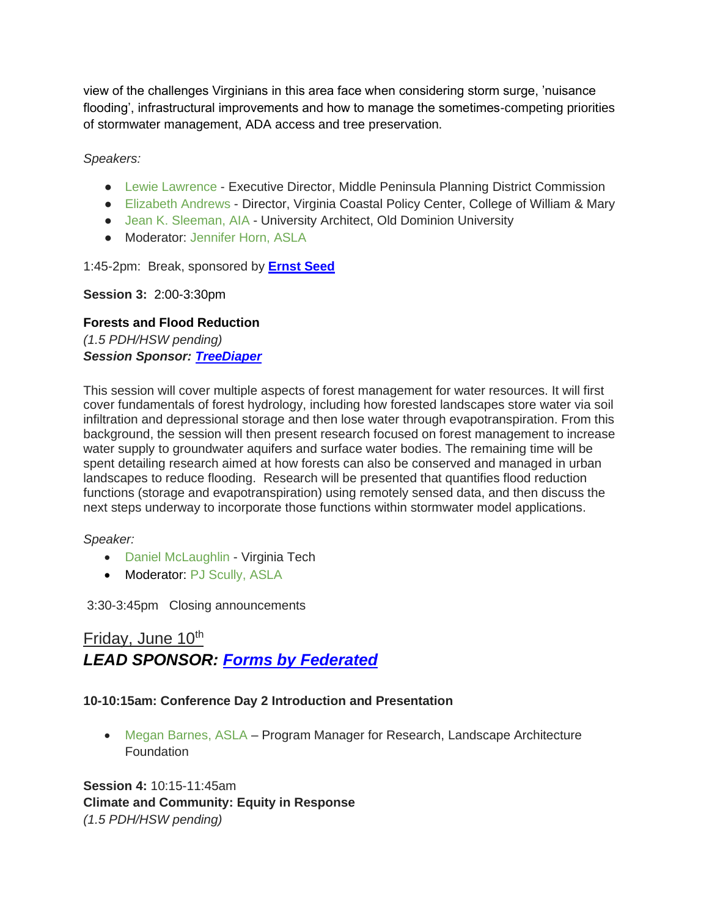view of the challenges Virginians in this area face when considering storm surge, 'nuisance flooding', infrastructural improvements and how to manage the sometimes-competing priorities of stormwater management, ADA access and tree preservation.

*Speakers:*

- Lewie Lawrence - Executive Director, Middle Peninsula Planning District Commission
- Elizabeth Andrews - Director, Virginia Coastal Policy Center, College of William & Mary
- Jean K. Sleeman, AIA - University Architect, Old Dominion University
- Moderator: Jennifer Horn, ASLA

1:45-2pm: Break, sponsored by **Ernst Seed**

**Session 3:** 2:00-3:30pm

**Forests and Flood Reduction**
*(1.5 PDH/HSW pending)*
***Session Sponsor: TreeDiaper***

This session will cover multiple aspects of forest management for water resources. It will first cover fundamentals of forest hydrology, including how forested landscapes store water via soil infiltration and depressional storage and then lose water through evapotranspiration. From this background, the session will then present research focused on forest management to increase water supply to groundwater aquifers and surface water bodies. The remaining time will be spent detailing research aimed at how forests can also be conserved and managed in urban landscapes to reduce flooding. Research will be presented that quantifies flood reduction functions (storage and evapotranspiration) using remotely sensed data, and then discuss the next steps underway to incorporate those functions within stormwater model applications.

*Speaker:*

- Daniel McLaughlin - Virginia Tech
- Moderator: PJ Scully, ASLA

3:30-3:45pm Closing announcements

## Friday, June 10th
## ***LEAD SPONSOR: Forms by Federated***

**10-10:15am: Conference Day 2 Introduction and Presentation**

- Megan Barnes, ASLA – Program Manager for Research, Landscape Architecture Foundation

**Session 4:** 10:15-11:45am
**Climate and Community: Equity in Response**
*(1.5 PDH/HSW pending)*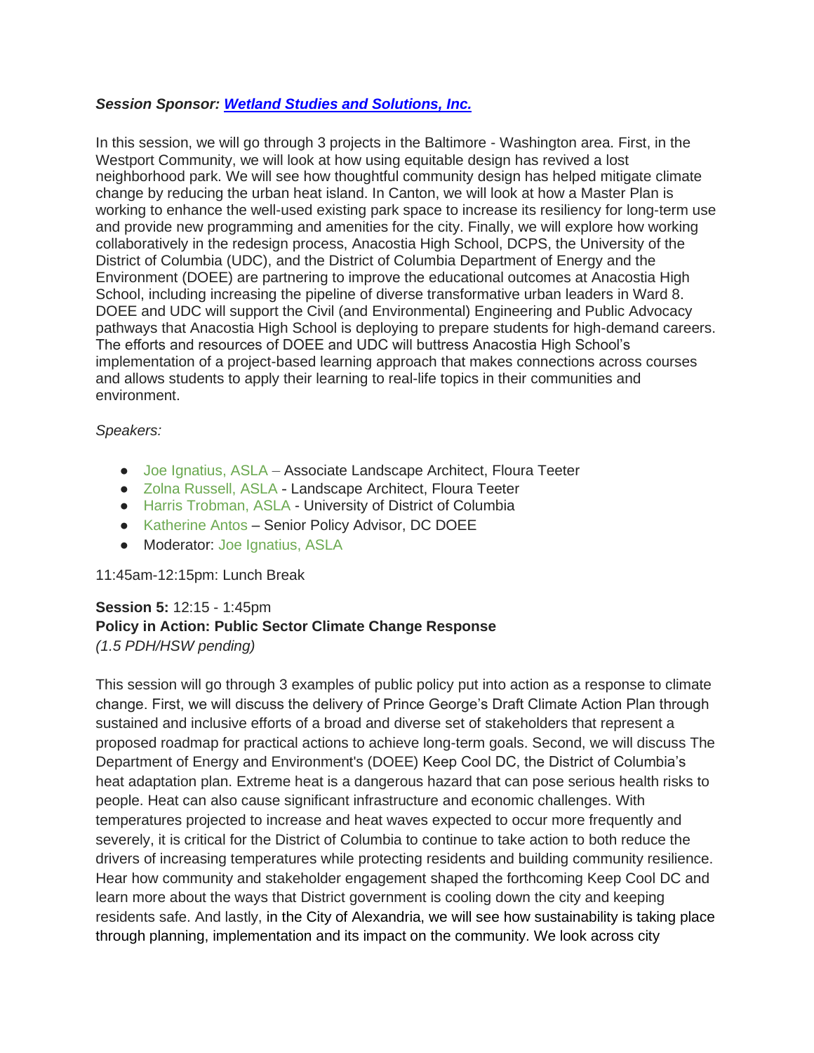***Session Sponsor: [Wetland Studies and Solutions, Inc.](#)***

In this session, we will go through 3 projects in the Baltimore - Washington area. First, in the Westport Community, we will look at how using equitable design has revived a lost neighborhood park. We will see how thoughtful community design has helped mitigate climate change by reducing the urban heat island. In Canton, we will look at how a Master Plan is working to enhance the well-used existing park space to increase its resiliency for long-term use and provide new programming and amenities for the city. Finally, we will explore how working collaboratively in the redesign process, Anacostia High School, DCPS, the University of the District of Columbia (UDC), and the District of Columbia Department of Energy and the Environment (DOEE) are partnering to improve the educational outcomes at Anacostia High School, including increasing the pipeline of diverse transformative urban leaders in Ward 8. DOEE and UDC will support the Civil (and Environmental) Engineering and Public Advocacy pathways that Anacostia High School is deploying to prepare students for high-demand careers. The efforts and resources of DOEE and UDC will buttress Anacostia High School's implementation of a project-based learning approach that makes connections across courses and allows students to apply their learning to real-life topics in their communities and environment.

*Speakers:*

- Joe Ignatius, ASLA – Associate Landscape Architect, Floura Teeter
- Zolna Russell, ASLA - Landscape Architect, Floura Teeter
- Harris Trobman, ASLA - University of District of Columbia
- Katherine Antos – Senior Policy Advisor, DC DOEE
- Moderator: Joe Ignatius, ASLA

11:45am-12:15pm: Lunch Break

**Session 5:** 12:15 - 1:45pm
**Policy in Action: Public Sector Climate Change Response**
*(1.5 PDH/HSW pending)*

This session will go through 3 examples of public policy put into action as a response to climate change. First, we will discuss the delivery of Prince George's Draft Climate Action Plan through sustained and inclusive efforts of a broad and diverse set of stakeholders that represent a proposed roadmap for practical actions to achieve long-term goals. Second, we will discuss The Department of Energy and Environment's (DOEE) Keep Cool DC, the District of Columbia's heat adaptation plan. Extreme heat is a dangerous hazard that can pose serious health risks to people. Heat can also cause significant infrastructure and economic challenges. With temperatures projected to increase and heat waves expected to occur more frequently and severely, it is critical for the District of Columbia to continue to take action to both reduce the drivers of increasing temperatures while protecting residents and building community resilience. Hear how community and stakeholder engagement shaped the forthcoming Keep Cool DC and learn more about the ways that District government is cooling down the city and keeping residents safe. And lastly, in the City of Alexandria, we will see how sustainability is taking place through planning, implementation and its impact on the community. We look across city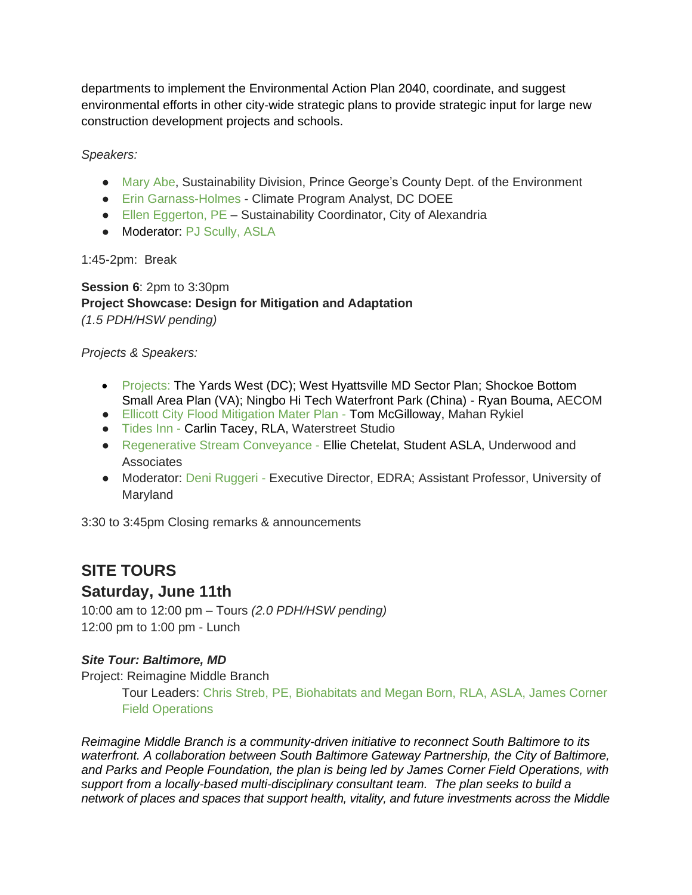departments to implement the Environmental Action Plan 2040, coordinate, and suggest environmental efforts in other city-wide strategic plans to provide strategic input for large new construction development projects and schools.

*Speakers:*

- Mary Abe, Sustainability Division, Prince George's County Dept. of the Environment
- Erin Garnass-Holmes - Climate Program Analyst, DC DOEE
- Ellen Eggerton, PE – Sustainability Coordinator, City of Alexandria
- Moderator: PJ Scully, ASLA

1:45-2pm: Break

**Session 6**: 2pm to 3:30pm
**Project Showcase: Design for Mitigation and Adaptation**
*(1.5 PDH/HSW pending)*

*Projects & Speakers:*

- Projects: The Yards West (DC); West Hyattsville MD Sector Plan; Shockoe Bottom Small Area Plan (VA); Ningbo Hi Tech Waterfront Park (China) - Ryan Bouma, AECOM
- Ellicott City Flood Mitigation Mater Plan - Tom McGilloway, Mahan Rykiel
- Tides Inn - Carlin Tacey, RLA, Waterstreet Studio
- Regenerative Stream Conveyance - Ellie Chetelat, Student ASLA, Underwood and Associates
- Moderator: Deni Ruggeri - Executive Director, EDRA; Assistant Professor, University of Maryland

3:30 to 3:45pm Closing remarks & announcements

## SITE TOURS

### Saturday, June 11th

10:00 am to 12:00 pm – Tours *(2.0 PDH/HSW pending)*
12:00 pm to 1:00 pm - Lunch

***Site Tour: Baltimore, MD***
Project: Reimagine Middle Branch

Tour Leaders: Chris Streb, PE, Biohabitats and Megan Born, RLA, ASLA, James Corner Field Operations

*Reimagine Middle Branch is a community-driven initiative to reconnect South Baltimore to its waterfront. A collaboration between South Baltimore Gateway Partnership, the City of Baltimore, and Parks and People Foundation, the plan is being led by James Corner Field Operations, with support from a locally-based multi-disciplinary consultant team. The plan seeks to build a network of places and spaces that support health, vitality, and future investments across the Middle*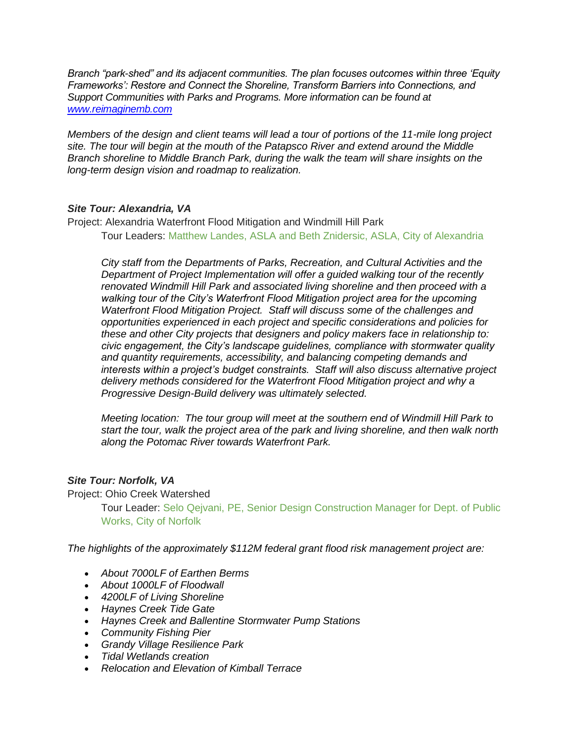*Branch "park-shed" and its adjacent communities. The plan focuses outcomes within three 'Equity Frameworks': Restore and Connect the Shoreline, Transform Barriers into Connections, and Support Communities with Parks and Programs. More information can be found at [www.reimaginemb.com](www.reimaginemb.com)*

*Members of the design and client teams will lead a tour of portions of the 11-mile long project site. The tour will begin at the mouth of the Patapsco River and extend around the Middle Branch shoreline to Middle Branch Park, during the walk the team will share insights on the long-term design vision and roadmap to realization.*

### *Site Tour: Alexandria, VA*

Project: Alexandria Waterfront Flood Mitigation and Windmill Hill Park

Tour Leaders: Matthew Landes, ASLA and Beth Znidersic, ASLA, City of Alexandria

*City staff from the Departments of Parks, Recreation, and Cultural Activities and the Department of Project Implementation will offer a guided walking tour of the recently renovated Windmill Hill Park and associated living shoreline and then proceed with a walking tour of the City's Waterfront Flood Mitigation project area for the upcoming Waterfront Flood Mitigation Project. Staff will discuss some of the challenges and opportunities experienced in each project and specific considerations and policies for these and other City projects that designers and policy makers face in relationship to: civic engagement, the City's landscape guidelines, compliance with stormwater quality and quantity requirements, accessibility, and balancing competing demands and interests within a project's budget constraints. Staff will also discuss alternative project delivery methods considered for the Waterfront Flood Mitigation project and why a Progressive Design-Build delivery was ultimately selected.*

*Meeting location: The tour group will meet at the southern end of Windmill Hill Park to start the tour, walk the project area of the park and living shoreline, and then walk north along the Potomac River towards Waterfront Park.*

### *Site Tour: Norfolk, VA*

Project: Ohio Creek Watershed

Tour Leader: Selo Qejvani, PE, Senior Design Construction Manager for Dept. of Public Works, City of Norfolk

*The highlights of the approximately $112M federal grant flood risk management project are:*

- *About 7000LF of Earthen Berms*
- *About 1000LF of Floodwall*
- *4200LF of Living Shoreline*
- *Haynes Creek Tide Gate*
- *Haynes Creek and Ballentine Stormwater Pump Stations*
- *Community Fishing Pier*
- *Grandy Village Resilience Park*
- *Tidal Wetlands creation*
- *Relocation and Elevation of Kimball Terrace*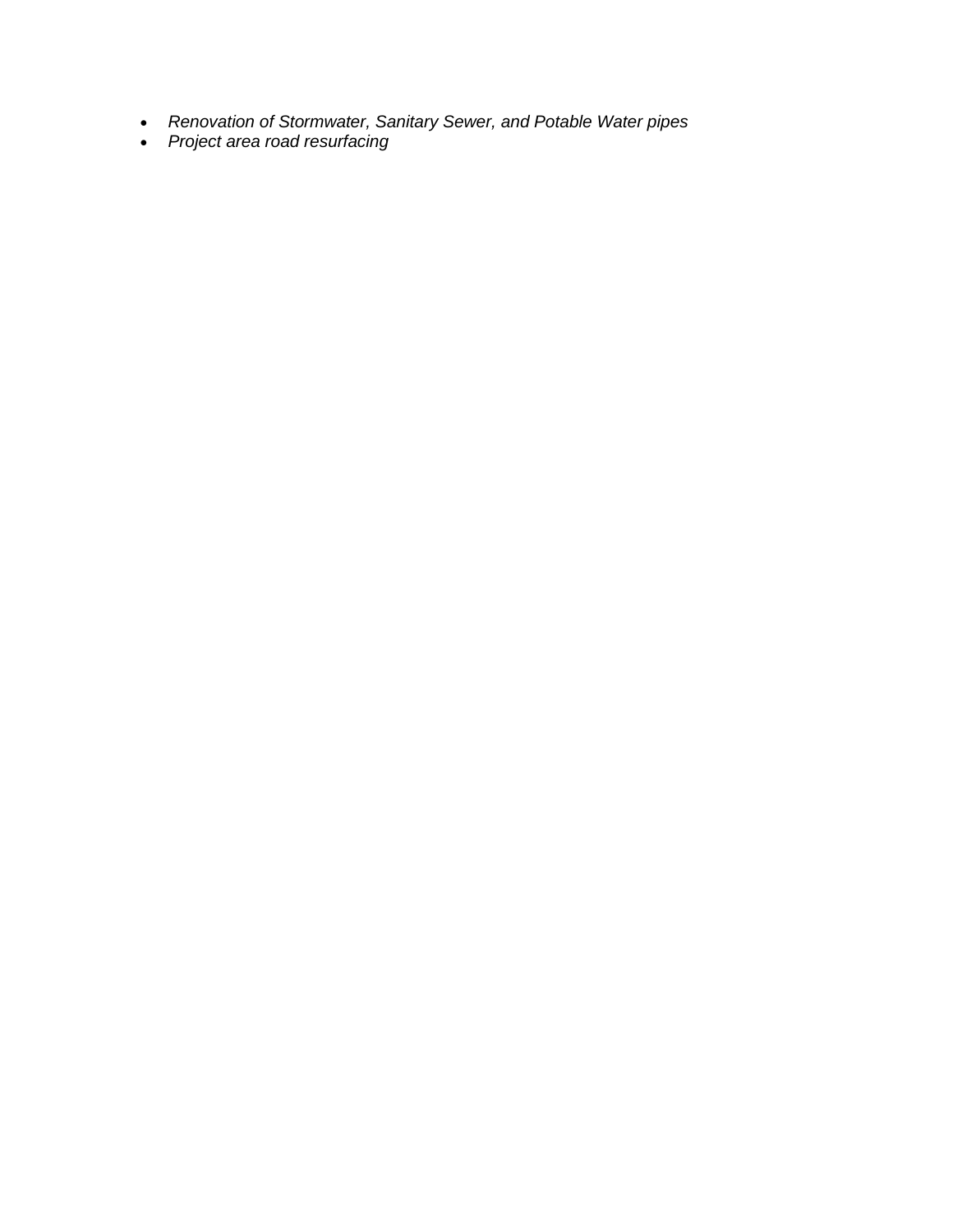- *Renovation of Stormwater, Sanitary Sewer, and Potable Water pipes*
- *Project area road resurfacing*